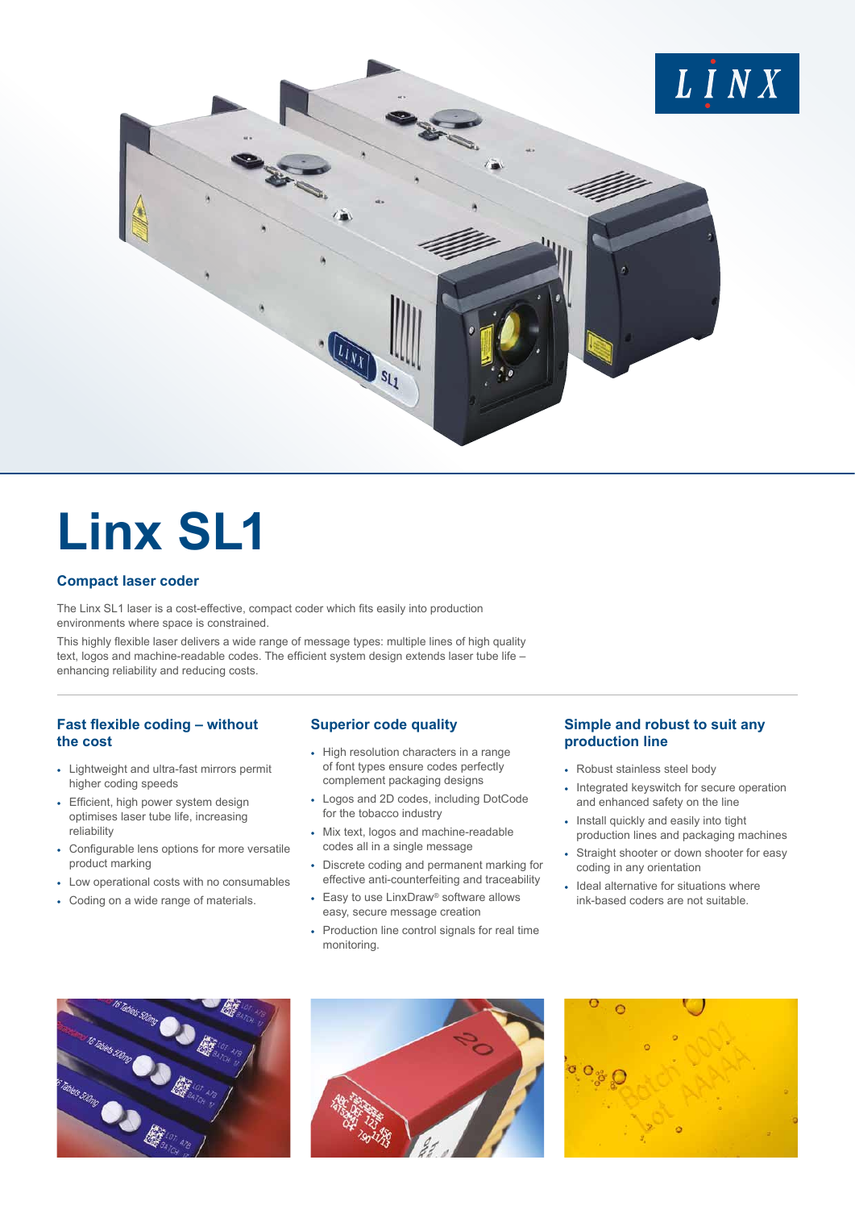# Linx SL1

## Compact laser coder

The Linx SL1 laser is a cost-effective, compact coder which fits easily into production environments where space is constrained.

This highly flexible laser delivers a wide range of message types: multiple lines of high quality text, logos and machine-readable codes. The efficient system design extends laser tube life – enhancing reliability and reducing costs.

### Fast flexible coding – without the cost

- Lightweight and ultra-fast mirrors permit higher coding speeds
- Efficient, high power system design optimises laser tube life, increasing reliability
- Configurable lens options for more versatile product marking
- Low operational costs with no consumables
- Coding on a wide range of materials.

### Superior code quality

- High resolution characters in a range of font types ensure codes perfectly complement packaging designs
- Logos and 2D codes, including DotCode for the tobacco industry
- Mix text, logos and machine-readable codes all in a single message
- Discrete coding and permanent marking for effective anti-counterfeiting and traceability
- Easy to use LinxDraw® software allows easy, secure message creation
- Production line control signals for real time monitoring.

### Simple and robust to suit any production line

- Robust stainless steel body
- Integrated keyswitch for secure operation and enhanced safety on the line
- Install quickly and easily into tight production lines and packaging machines
- Straight shooter or down shooter for easy coding in any orientation
- Ideal alternative for situations where ink-based coders are not suitable.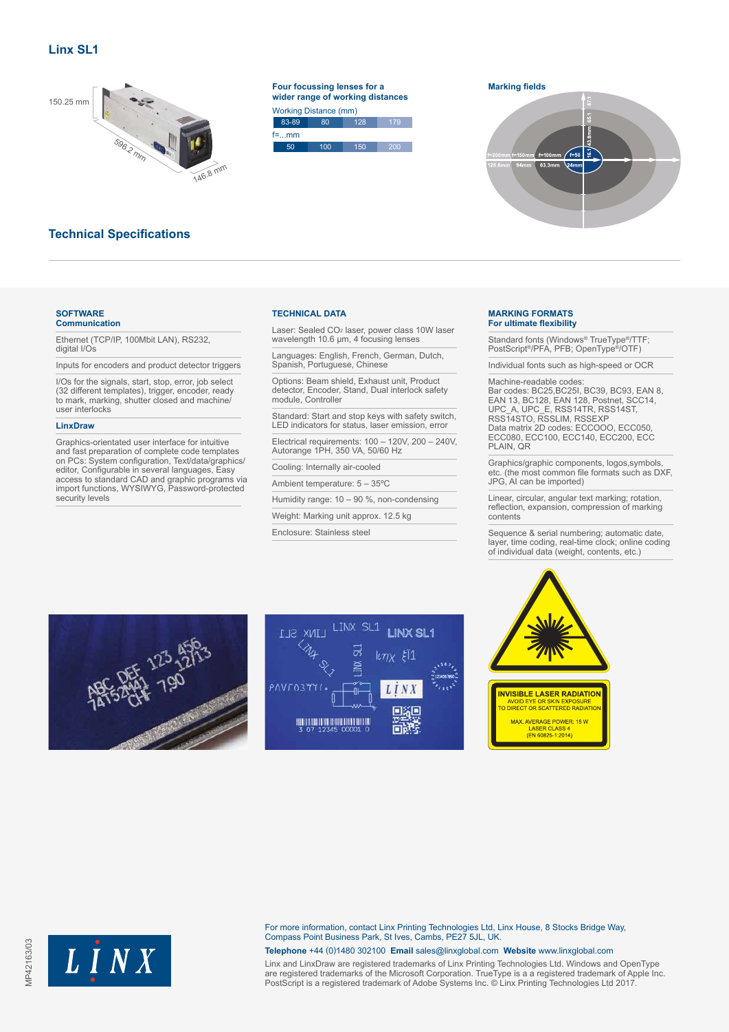## Linx SL1

150.25 mm

596.2 mm

146.8 mm

**Four focussing lenses for a wider range of working distances**

| Working Distance (mm) | | | |
|---|---|---|---|
| 83-89 | 80 | 128 | 179 |
| **f=...mm** | | | |
| 50 | 100 | 150 | 200 |

**Marking fields**

f=200mm f=150mm f=100mm f=50

125.6mm 94mm 63.3mm 24mm

87.1 65.1 43.8mm 16.1

## Technical Specifications

### SOFTWARE
**Communication**

Ethernet (TCP/IP, 100Mbit LAN), RS232, digital I/Os

Inputs for encoders and product detector triggers

I/Os for the signals, start, stop, error, job select (32 different templates), trigger, encoder, ready to mark, marking, shutter closed and machine/user interlocks

**LinxDraw**

Graphics-orientated user interface for intuitive and fast preparation of complete code templates on PCs: System configuration, Text/data/graphics/editor, Configurable in several languages, Easy access to standard CAD and graphic programs via import functions, WYSIWYG, Password-protected security levels

### TECHNICAL DATA

Laser: Sealed $CO_2$ laser, power class 10W laser wavelength 10.6 µm, 4 focusing lenses

Languages: English, French, German, Dutch, Spanish, Portuguese, Chinese

Options: Beam shield, Exhaust unit, Product detector, Encoder, Stand, Dual interlock safety module, Controller

Standard: Start and stop keys with safety switch, LED indicators for status, laser emission, error

Electrical requirements: 100 – 120V, 200 – 240V, Autorange 1PH, 350 VA, 50/60 Hz

Cooling: Internally air-cooled

Ambient temperature: 5 – 35ºC

Humidity range: 10 – 90 %, non-condensing

Weight: Marking unit approx. 12.5 kg

Enclosure: Stainless steel

### MARKING FORMATS
**For ultimate flexibility**

Standard fonts (Windows® TrueType®/TTF; PostScript®/PFA, PFB; OpenType®/OTF)

Individual fonts such as high-speed or OCR

Machine-readable codes:
Bar codes: BC25,BC25I, BC39, BC93, EAN 8, EAN 13, BC128, EAN 128, Postnet, SCC14, UPC_A, UPC_E, RSS14TR, RSS14ST, RSS14STO, RSSLIM, RSSEXP
Data matrix 2D codes: ECCOOO, ECC050, ECC080, ECC100, ECC140, ECC200, ECC PLAIN, QR

Graphics/graphic components, logos,symbols, etc. (the most common file formats such as DXF, JPG, AI can be imported)

Linear, circular, angular text marking; rotation, reflection, expansion, compression of marking contents

Sequence & serial numbering; automatic date, layer, time coding, real-time clock; online coding of individual data (weight, contents, etc.)

INVISIBLE LASER RADIATION
AVOID EYE OR SKIN EXPOSURE
TO DIRECT OR SCATTERED RADIATION
MAX. AVERAGE POWER: 15 W
LASER CLASS 4
(EN 60825-1:2014)

For more information, contact Linx Printing Technologies Ltd, Linx House, 8 Stocks Bridge Way, Compass Point Business Park, St Ives, Cambs, PE27 5JL, UK.

**Telephone** +44 (0)1480 302100 **Email** sales@linxglobal.com **Website** www.linxglobal.com

Linx and LinxDraw are registered trademarks of Linx Printing Technologies Ltd. Windows and OpenType are registered trademarks of the Microsoft Corporation. TrueType is a a registered trademark of Apple Inc. PostScript is a registered trademark of Adobe Systems Inc. © Linx Printing Technologies Ltd 2017.

MP4216303